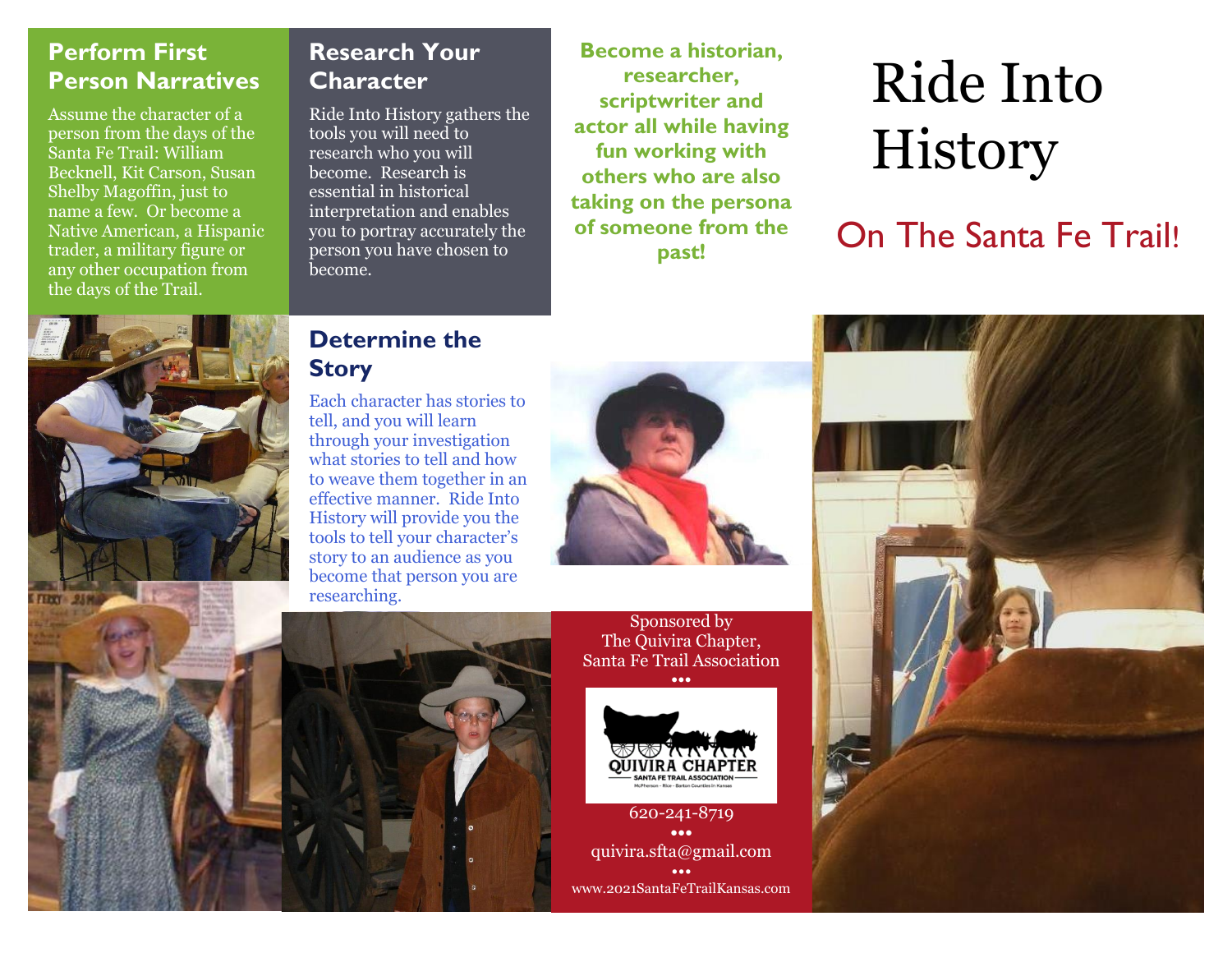# Ride Into History

## On The Santa Fe Trail!

## Perform First Person Narratives

Assume the character of a person from the days of the Santa Fe Trail: William Becknell, Kit Carson, Susan Shelby Magoffin, just to name a few. Or become a Native American, a Hispanic trader, a military figure or any other occupation from the days of the Trail.

## Research Your Character

Ride Into History gathers the tools you will need to research who you will become. Research is essential in historical interpretation and enables you to portray accurately the person you have chosen to become.

## Determine the Story

Each character has stories to tell, and you will learn through your investigation what stories to tell and how to weave them together in an effective manner. Ride Into History will provide you the tools to tell your character's story to an audience as you become that person you are researching.

**Become a historian, researcher, scriptwriter and actor all while having fun working with others who are also taking on the persona of someone from the past!**

Sponsored by
The Quivira Chapter,
Santa Fe Trail Association

•••

QUIVIRA CHAPTER
SANTA FE TRAIL ASSOCIATION
McPherson – Rice – Barton Counties in Kansas

620-241-8719

•••

quivira.sfta@gmail.com

•••

www.2021SantaFeTrailKansas.com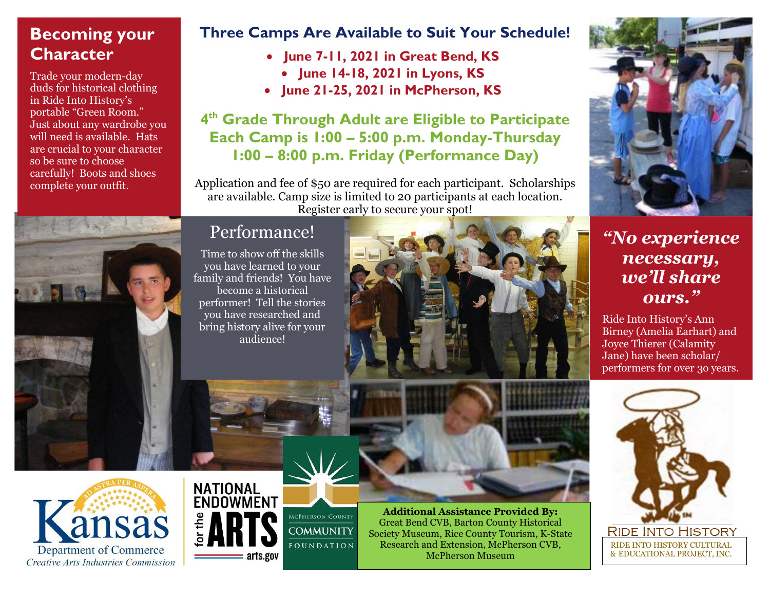## Becoming your Character

Trade your modern-day duds for historical clothing in Ride Into History's portable "Green Room." Just about any wardrobe you will need is available. Hats are crucial to your character so be sure to choose carefully! Boots and shoes complete your outfit.

## Three Camps Are Available to Suit Your Schedule!

- **June 7-11, 2021 in Great Bend, KS**
- **June 14-18, 2021 in Lyons, KS**
- **June 21-25, 2021 in McPherson, KS**

**4th Grade Through Adult are Eligible to Participate**
**Each Camp is 1:00 – 5:00 p.m. Monday-Thursday**
**1:00 – 8:00 p.m. Friday (Performance Day)**

Application and fee of $50 are required for each participant. Scholarships are available. Camp size is limited to 20 participants at each location. Register early to secure your spot!

## Performance!

Time to show off the skills you have learned to your family and friends! You have become a historical performer! Tell the stories you have researched and bring history alive for your audience!

## *"No experience necessary, we'll share ours."*

Ride Into History's Ann Birney (Amelia Earhart) and Joyce Thierer (Calamity Jane) have been scholar/performers for over 30 years.

Kansas Department of Commerce
*Creative Arts Industries Commission*

National Endowment for the Arts
arts.gov

McPherson County Community Foundation

**Additional Assistance Provided By:**
Great Bend CVB, Barton County Historical Society Museum, Rice County Tourism, K-State Research and Extension, McPherson CVB, McPherson Museum

Ride Into History
RIDE INTO HISTORY CULTURAL & EDUCATIONAL PROJECT, INC.